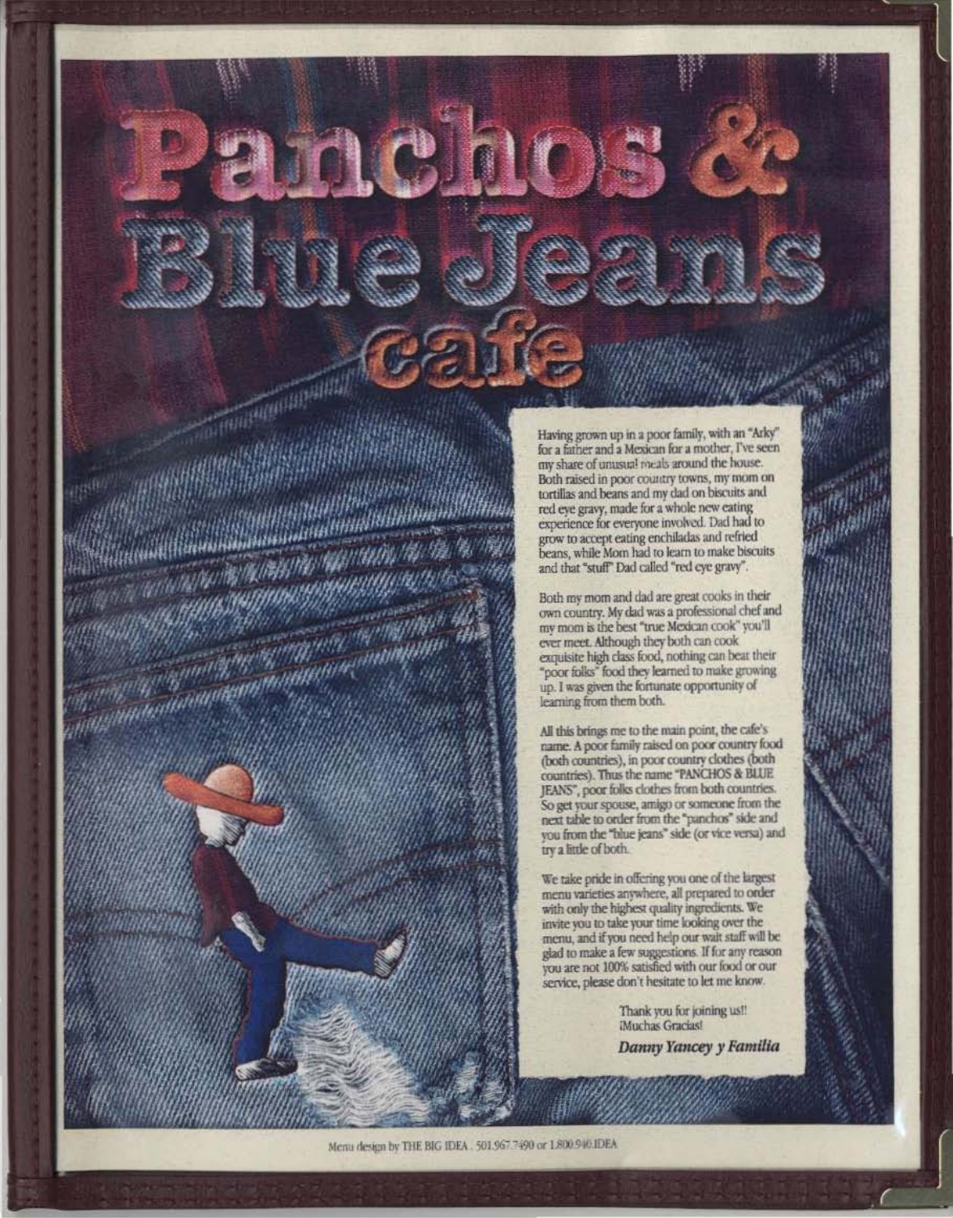# Panchos & Blue Jeans cafe

Having grown up in a poor family, with an "Arky" for a father and a Mexican for a mother, I've seen my share of unusual meals around the house. Both raised in poor country towns, my mom on tortillas and beans and my dad on biscuits and red eye gravy, made for a whole new eating experience for everyone involved. Dad had to grow to accept eating enchiladas and refried beans, while Mom had to learn to make biscuits and that "stuff" Dad called "red eye gravy".

Both my mom and dad are great cooks in their own country. My dad was a professional chef and my mom is the best "true Mexican cook" you'll ever meet. Although they both can cook exquisite high class food, nothing can beat their "poor folks" food they learned to make growing up. I was given the fortunate opportunity of learning from them both.

All this brings me to the main point, the cafe's name. A poor family raised on poor country food (both countries), in poor country clothes (both countries). Thus the name "PANCHOS & BLUE JEANS", poor folks clothes from both countries. So get your spouse, amigo or someone from the next table to order from the "panchos" side and you from the "blue jeans" side (or vice versa) and try a little of both.

We take pride in offering you one of the largest menu varieties anywhere, all prepared to order with only the highest quality ingredients. We invite you to take your time looking over the menu, and if you need help our wait staff will be glad to make a few suggestions. If for any reason you are not 100% satisfied with our food or our service, please don't hesitate to let me know.

Thank you for joining us!!
¡Muchas Gracias!

***Danny Yancey y Familia***

Menu design by THE BIG IDEA . 501.967.7490 or 1.800.940.IDEA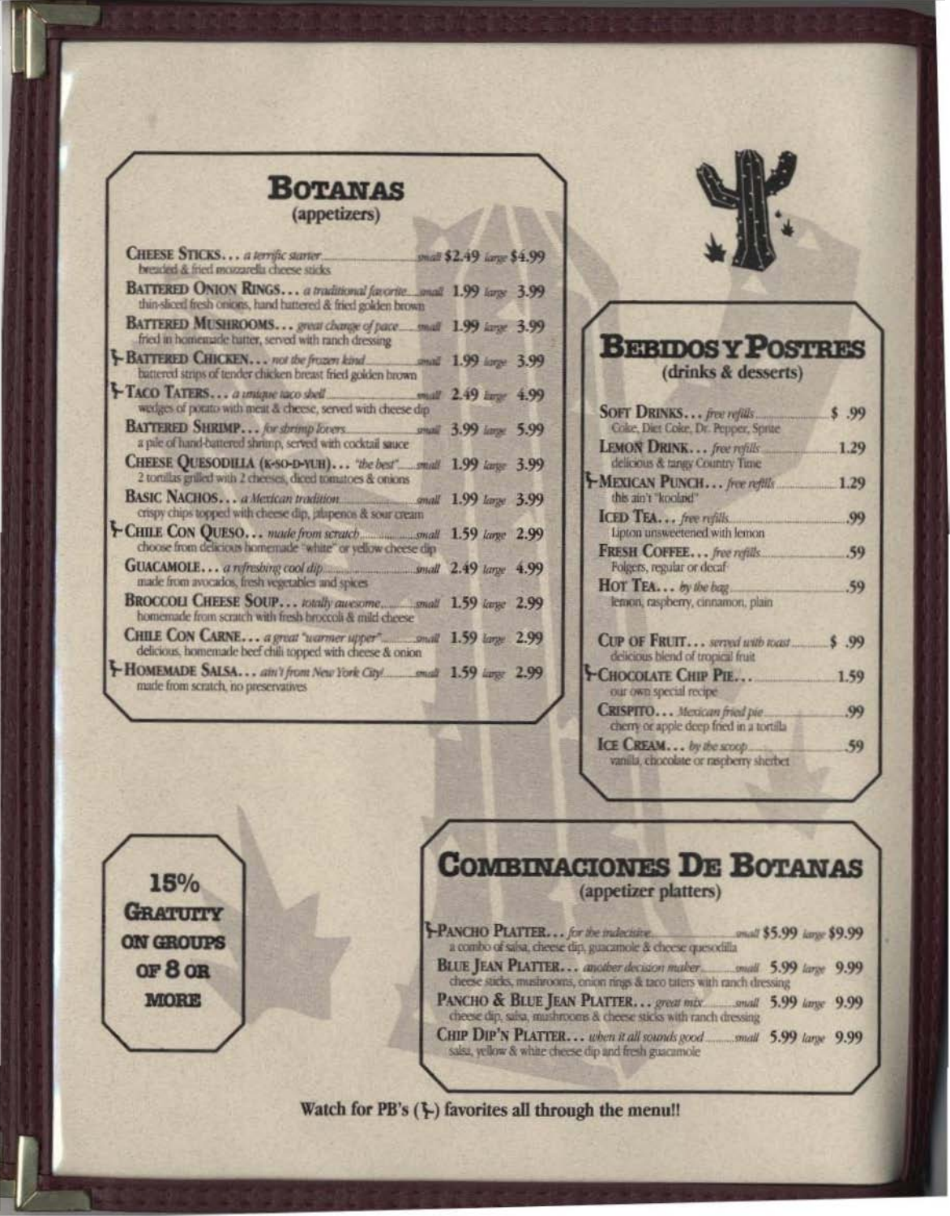## BOTANAS
(appetizers)

| Item | Small | Large |
| --- | --- | --- |
| **CHEESE STICKS...** *a terrific starter* <br> breaded & fried mozzarella cheese sticks | small $2.49 | large $4.99 |
| **BATTERED ONION RINGS...** *a traditional favorite* <br> thin-sliced fresh onions, hand battered & fried golden brown | small 1.99 | large 3.99 |
| **BATTERED MUSHROOMS...** *great change of pace* <br> fried in homemade batter, served with ranch dressing | small 1.99 | large 3.99 |
| ⅄ **BATTERED CHICKEN...** *not the frozen kind* <br> battered strips of tender chicken breast fried golden brown | small 1.99 | large 3.99 |
| ⅄ **TACO TATERS...** *a unique taco shell* <br> wedges of potato with meat & cheese, served with cheese dip | small 2.49 | large 4.99 |
| **BATTERED SHRIMP...** *for shrimp lovers* <br> a pile of hand-battered shrimp, served with cocktail sauce | small 3.99 | large 5.99 |
| **CHEESE QUESODILLA (K-SO-D-YUH)...** *"the best"* <br> 2 tortillas grilled with 2 cheeses, diced tomatoes & onions | small 1.99 | large 3.99 |
| **BASIC NACHOS...** *a Mexican tradition* <br> crispy chips topped with cheese dip, jalapenos & sour cream | small 1.99 | large 3.99 |
| ⅄ **CHILE CON QUESO...** *made from scratch* <br> choose from delicious homemade "white" or yellow cheese dip | small 1.59 | large 2.99 |
| **GUACAMOLE...** *a refreshing cool dip* <br> made from avocados, fresh vegetables and spices | small 2.49 | large 4.99 |
| **BROCCOLI CHEESE SOUP...** *totally awesome* <br> homemade from scratch with fresh broccoli & mild cheese | small 1.59 | large 2.99 |
| **CHILE CON CARNE...** *a great "warmer upper"* <br> delicious, homemade beef chili topped with cheese & onion | small 1.59 | large 2.99 |
| ⅄ **HOMEMADE SALSA...** *ain't from New York City!* <br> made from scratch, no preservatives | small 1.59 | large 2.99 |

## BEBIDOS Y POSTRES
(drinks & desserts)

| Item | Price |
| --- | --- |
| **SOFT DRINKS...** *free refills* <br> Coke, Diet Coke, Dr. Pepper, Sprite | $ .99 |
| **LEMON DRINK...** *free refills* <br> delicious & tangy Country Time | 1.29 |
| ⅄ **MEXICAN PUNCH...** *free refills* <br> this ain't "koolaid" | 1.29 |
| **ICED TEA...** *free refills* <br> Lipton unsweetened with lemon | .99 |
| **FRESH COFFEE...** *free refills* <br> Folgers, regular or decaf | .59 |
| **HOT TEA...** *by the bag* <br> lemon, raspberry, cinnamon, plain | .59 |

| Item | Price |
| --- | --- |
| **CUP OF FRUIT...** *served with toast* <br> delicious blend of tropical fruit | $ .99 |
| ⅄ **CHOCOLATE CHIP PIE...** <br> our own special recipe | 1.59 |
| **CRISPITO...** *Mexican fried pie* <br> cherry or apple deep fried in a tortilla | .99 |
| **ICE CREAM...** *by the scoop* <br> vanilla, chocolate or raspberry sherbet | .59 |

**15% GRATUITY ON GROUPS OF 8 OR MORE**

## COMBINACIONES DE BOTANAS
(appetizer platters)

| Item | Small | Large |
| --- | --- | --- |
| ⅄ **PANCHO PLATTER...** *for the indecisive* <br> a combo of salsa, cheese dip, guacamole & cheese quesodilla | small $5.99 | large $9.99 |
| **BLUE JEAN PLATTER...** *another decision maker* <br> cheese sticks, mushrooms, onion rings & taco taters with ranch dressing | small 5.99 | large 9.99 |
| **PANCHO & BLUE JEAN PLATTER...** *great mix* <br> cheese dip, salsa, mushrooms & cheese sticks with ranch dressing | small 5.99 | large 9.99 |
| **CHIP DIP'N PLATTER...** *when it all sounds good* <br> salsa, yellow & white cheese dip and fresh guacamole | small 5.99 | large 9.99 |

**Watch for PB's (⅄) favorites all through the menu!!**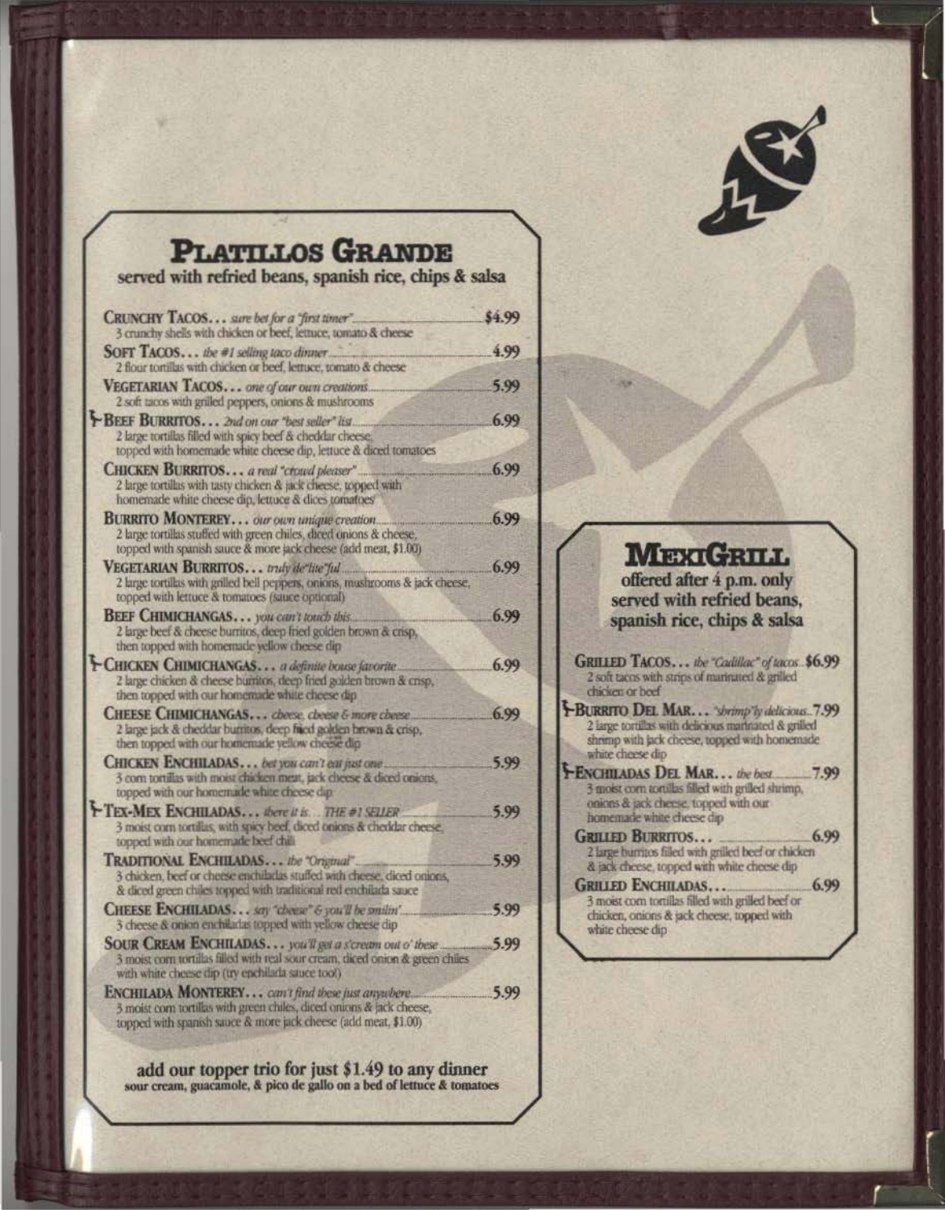## Platillos Grande

**served with refried beans, spanish rice, chips & salsa**

**Crunchy Tacos...** *sure bet for a "first timer"* ........ $4.99
3 crunchy shells with chicken or beef, lettuce, tomato & cheese

**Soft Tacos...** *the #1 selling taco dinner* ........ 4.99
2 flour tortillas with chicken or beef, lettuce, tomato & cheese

**Vegetarian Tacos...** *one of our own creations* ........ 5.99
2 soft tacos with grilled peppers, onions & mushrooms

**Beef Burritos...** *2nd on our "best seller" list* ........ 6.99
2 large tortillas filled with spicy beef & cheddar cheese, topped with homemade white cheese dip, lettuce & diced tomatoes

**Chicken Burritos...** *a real "crowd pleaser"* ........ 6.99
2 large tortillas with tasty chicken & jack cheese, topped with homemade white cheese dip, lettuce & dices tomatoes

**Burrito Monterey...** *our own unique creation* ........ 6.99
2 large tortillas stuffed with green chiles, diced onions & cheese, topped with spanish sauce & more jack cheese (add meat, $1.00)

**Vegetarian Burritos...** *truly de"lite"ful* ........ 6.99
2 large tortillas with grilled bell peppers, onions, mushrooms & jack cheese, topped with lettuce & tomatoes (sauce optional)

**Beef Chimichangas...** *you can't touch this* ........ 6.99
2 large beef & cheese burritos, deep fried golden brown & crisp, then topped with homemade yellow cheese dip

**Chicken Chimichangas...** *a definite house favorite* ........ 6.99
2 large chicken & cheese burritos, deep fried golden brown & crisp, then topped with our homemade white cheese dip

**Cheese Chimichangas...** *cheese, cheese & more cheese* ........ 6.99
2 large jack & cheddar burritos, deep fried golden brown & crisp, then topped with our homemade yellow cheese dip

**Chicken Enchiladas...** *bet you can't eat just one* ........ 5.99
3 corn tortillas with moist chicken meat, jack cheese & diced onions, topped with our homemade white cheese dip

**Tex-Mex Enchiladas...** *there it is ... THE #1 SELLER* ........ 5.99
3 moist corn tortillas, with spicy beef, diced onions & cheddar cheese, topped with our homemade beef chili

**Traditional Enchiladas...** *the "Original"* ........ 5.99
3 chicken, beef or cheese enchiladas stuffed with cheese, diced onions, & diced green chiles topped with traditional red enchilada sauce

**Cheese Enchiladas...** *say "cheese" & you'll be smilin'* ........ 5.99
3 cheese & onion enchiladas topped with yellow cheese dip

**Sour Cream Enchiladas...** *you'll get a s'cream out o' these* ........ 5.99
3 moist corn tortillas filled with real sour cream, diced onion & green chiles with white cheese dip (try enchilada sauce too!)

**Enchilada Monterey...** *can't find these just anywhere* ........ 5.99
3 moist corn tortillas with green chiles, diced onions & jack cheese, topped with spanish sauce & more jack cheese (add meat, $1.00)

**add our topper trio for just $1.49 to any dinner**
sour cream, guacamole, & pico de gallo on a bed of lettuce & tomatoes

## MexiGrill

**offered after 4 p.m. only**
**served with refried beans, spanish rice, chips & salsa**

**Grilled Tacos...** *the "Cadillac" of tacos* ........ $6.99
2 soft tacos with strips of marinated & grilled chicken or beef

**Burrito Del Mar...** *"shrimp"ly delicious* ........ 7.99
2 large tortillas with delicious marinated & grilled shrimp with jack cheese, topped with homemade white cheese dip

**Enchiladas Del Mar...** *the best* ........ 7.99
3 moist corn tortillas filled with grilled shrimp, onions & jack cheese, topped with our homemade white cheese dip

**Grilled Burritos...** ........ 6.99
2 large burritos filled with grilled beef or chicken & jack cheese, topped with white cheese dip

**Grilled Enchiladas...** ........ 6.99
3 moist corn tortillas filled with grilled beef or chicken, onions & jack cheese, topped with white cheese dip